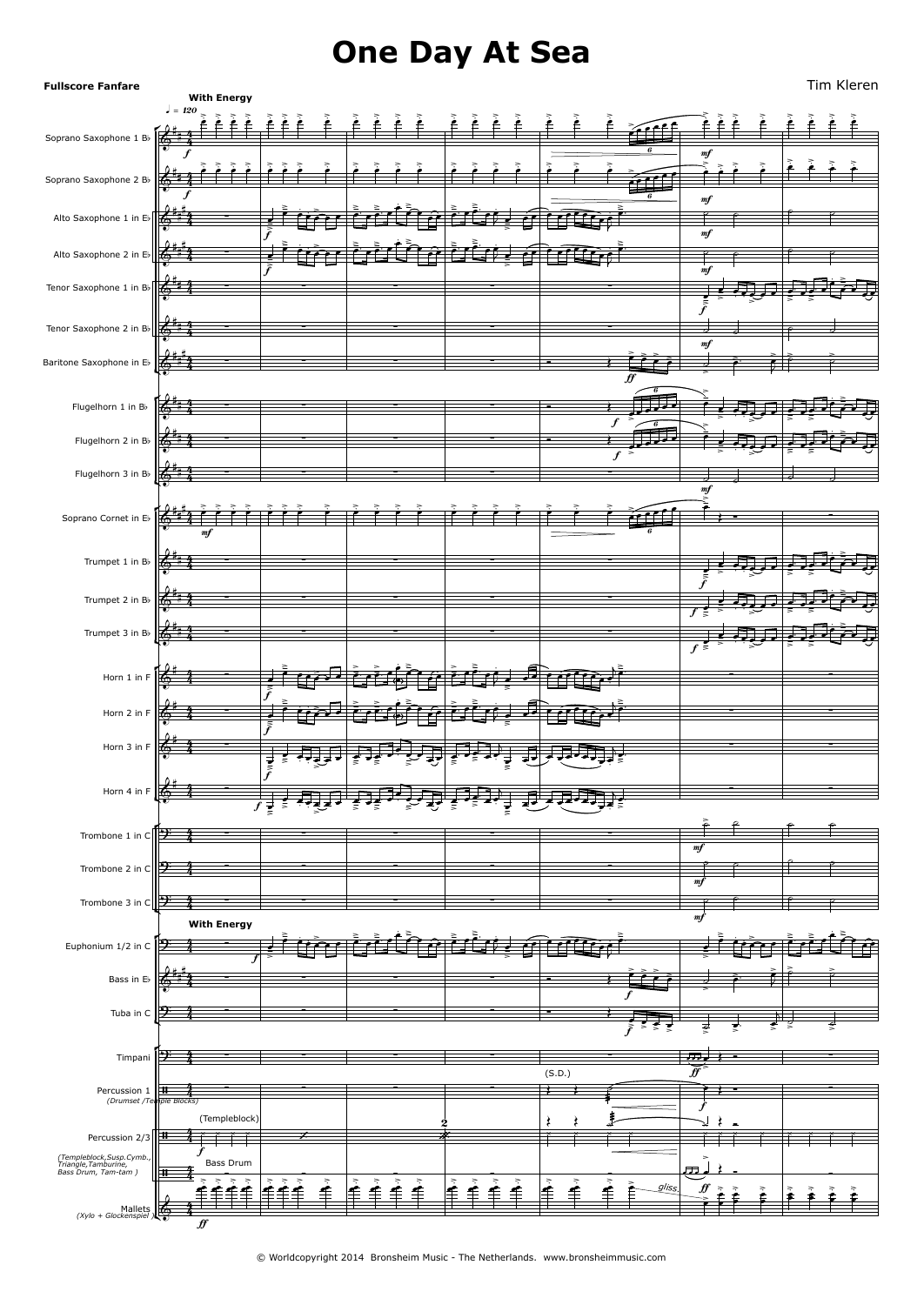# One Day At Sea

**Fullscore Fanfare**

Tim Kleren

© Worldcopyright 2014 Bronsheim Music - The Netherlands. www.bronsheimmusic.com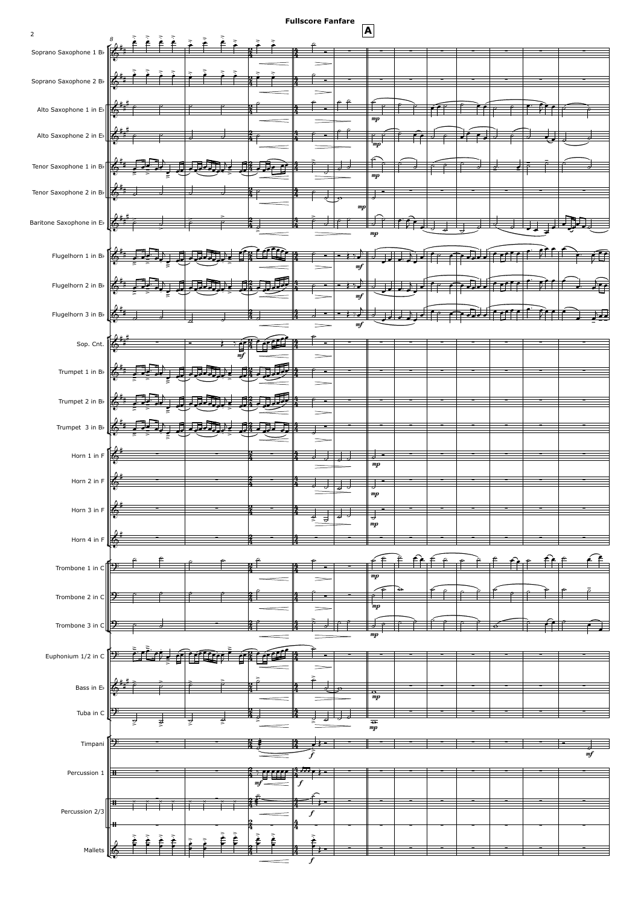Fullscore Fanfare

A

Soprano Saxophone 1 B♭

Soprano Saxophone 2 B♭

Alto Saxophone 1 in E♭

Alto Saxophone 2 in E♭

Tenor Saxophone 1 in B♭

Tenor Saxophone 2 in B♭

Baritone Saxophone in E♭

Flugelhorn 1 in B♭

Flugelhorn 2 in B♭

Flugelhorn 3 in B♭

Sop. Cnt.

Trumpet 1 in B♭

Trumpet 2 in B♭

Trumpet 3 in B♭

Horn 1 in F

Horn 2 in F

Horn 3 in F

Horn 4 in F

Trombone 1 in C

Trombone 2 in C

Trombone 3 in C

Euphonium 1/2 in C

Bass in E♭

Tuba in C

Timpani

Percussion 1

Percussion 2/3

Mallets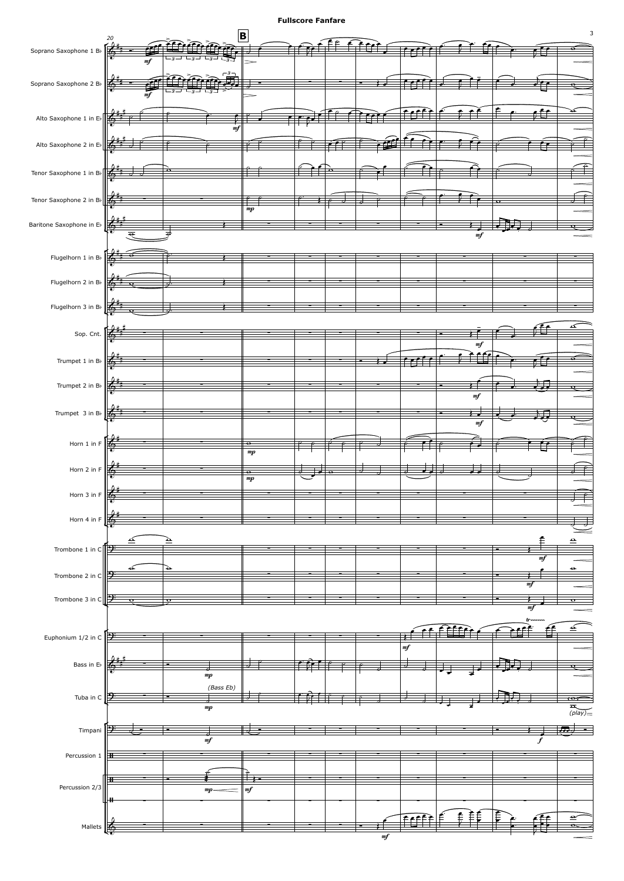**Fullscore Fanfare**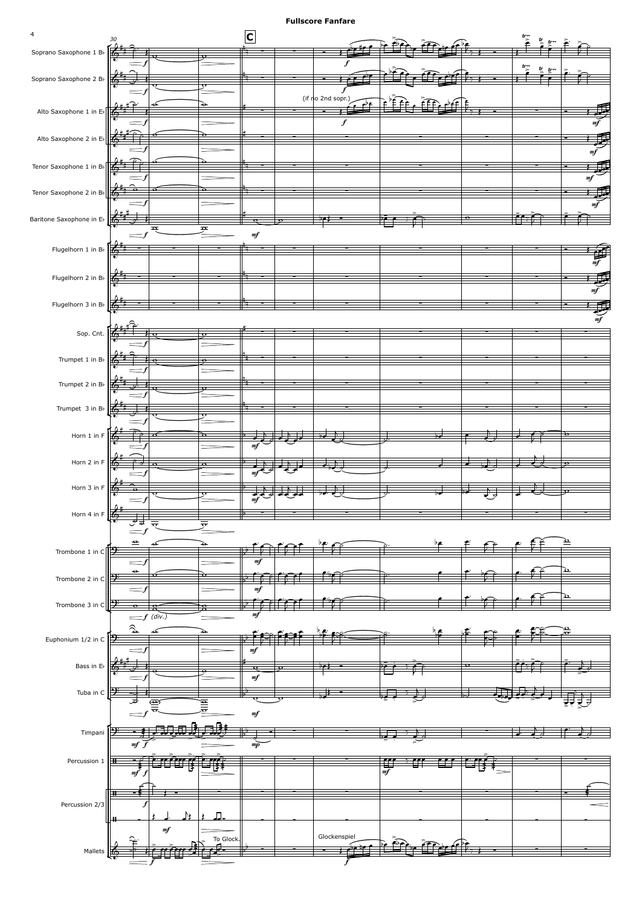**Fullscore Fanfare**

Soprano Saxophone 1 B♭

Soprano Saxophone 2 B♭

Alto Saxophone 1 in E♭

Alto Saxophone 2 in E♭

Tenor Saxophone 1 in B♭

Tenor Saxophone 2 in B♭

Baritone Saxophone in E♭

Flugelhorn 1 in B♭

Flugelhorn 2 in B♭

Flugelhorn 3 in B♭

Sop. Cnt.

Trumpet 1 in B♭

Trumpet 2 in B♭

Trumpet 3 in B♭

Horn 1 in F

Horn 2 in F

Horn 3 in F

Horn 4 in F

Trombone 1 in C

Trombone 2 in C

Trombone 3 in C

Euphonium 1/2 in C

Bass in E♭

Tuba in C

Timpani

Percussion 1

Percussion 2/3

Mallets

30

C

(if no 2nd sopr.)

(div.)

To Glock.

Glockenspiel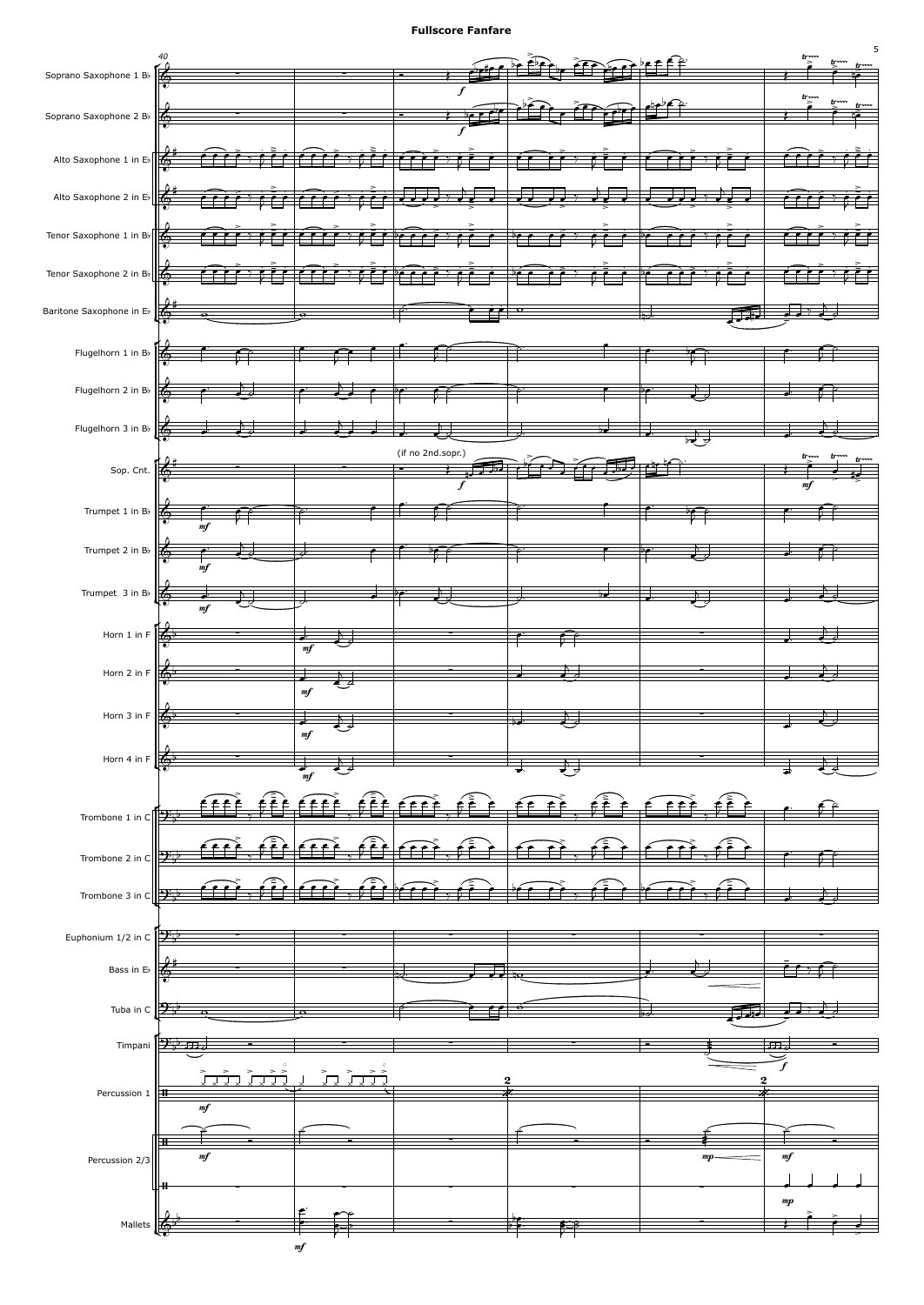# Fullscore Fanfare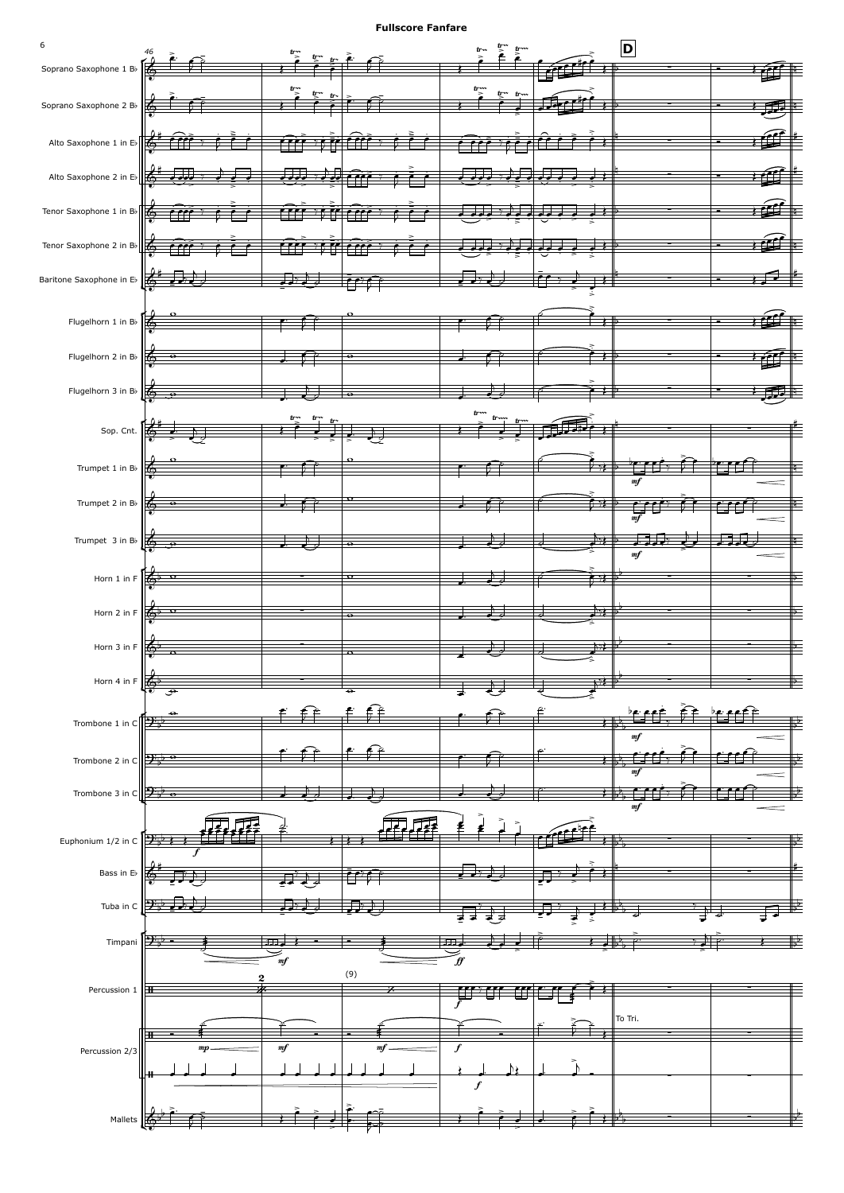# Fullscore Fanfare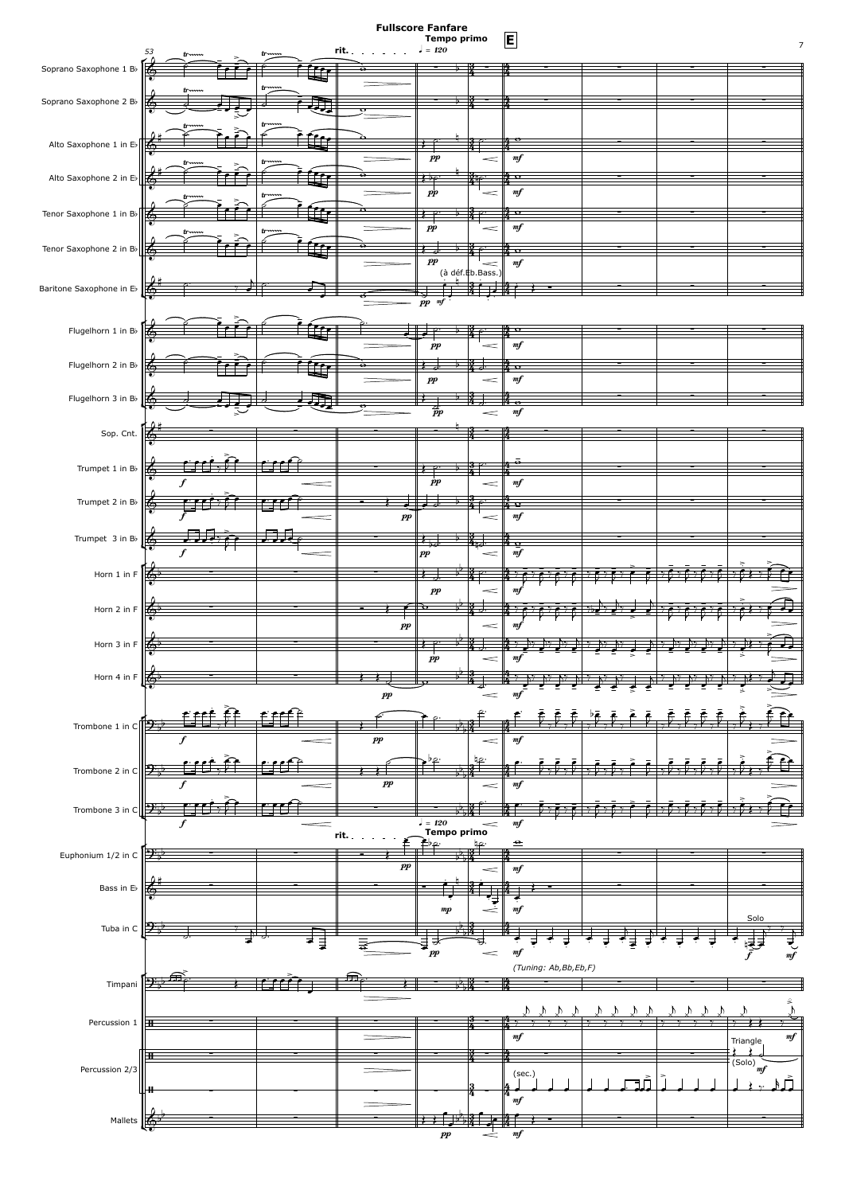# Fullscore Fanfare

**Tempo primo** **E**

53

rit.

♩ = 120

Soprano Saxophone 1 B♭

Soprano Saxophone 2 B♭

Alto Saxophone 1 in E♭

Alto Saxophone 2 in E♭

Tenor Saxophone 1 in B♭

Tenor Saxophone 2 in B♭

Baritone Saxophone in E♭

(à déf.Eb.Bass.)

Flugelhorn 1 in B♭

Flugelhorn 2 in B♭

Flugelhorn 3 in B♭

Sop. Cnt.

Trumpet 1 in B♭

Trumpet 2 in B♭

Trumpet 3 in B♭

Horn 1 in F

Horn 2 in F

Horn 3 in F

Horn 4 in F

Trombone 1 in C

Trombone 2 in C

Trombone 3 in C

rit.

♩ = 120

**Tempo primo**

Euphonium 1/2 in C

Bass in E♭

Tuba in C

Solo

*(Tuning: Ab,Bb,Eb,F)*

Timpani

Percussion 1

Triangle

Percussion 2/3

(Solo)

(sec.)

Mallets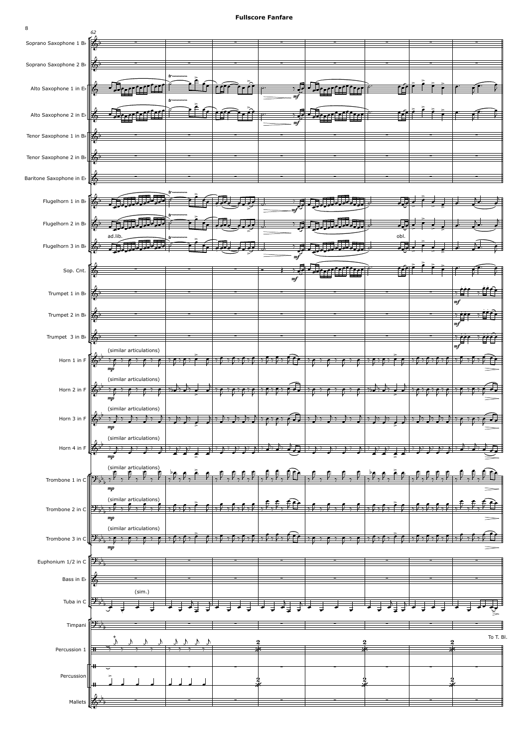**Fullscore Fanfare**

62

Soprano Saxophone 1 B♭

Soprano Saxophone 2 B♭

Alto Saxophone 1 in E♭

Alto Saxophone 2 in E♭

Tenor Saxophone 1 in B♭

Tenor Saxophone 2 in B♭

Baritone Saxophone in E♭

Flugelhorn 1 in B♭

Flugelhorn 2 in B♭

Flugelhorn 3 in B♭

Sop. Cnt.

Trumpet 1 in B♭

Trumpet 2 in B♭

Trumpet 3 in B♭

Horn 1 in F

Horn 2 in F

Horn 3 in F

Horn 4 in F

Trombone 1 in C

Trombone 2 in C

Trombone 3 in C

Euphonium 1/2 in C

Bass in E♭

Tuba in C

Timpani

Percussion 1

Percussion

Mallets

tr

mf

ad.lib.

obl.

mp

(similar articulations)

(sim.)

To T. Bl.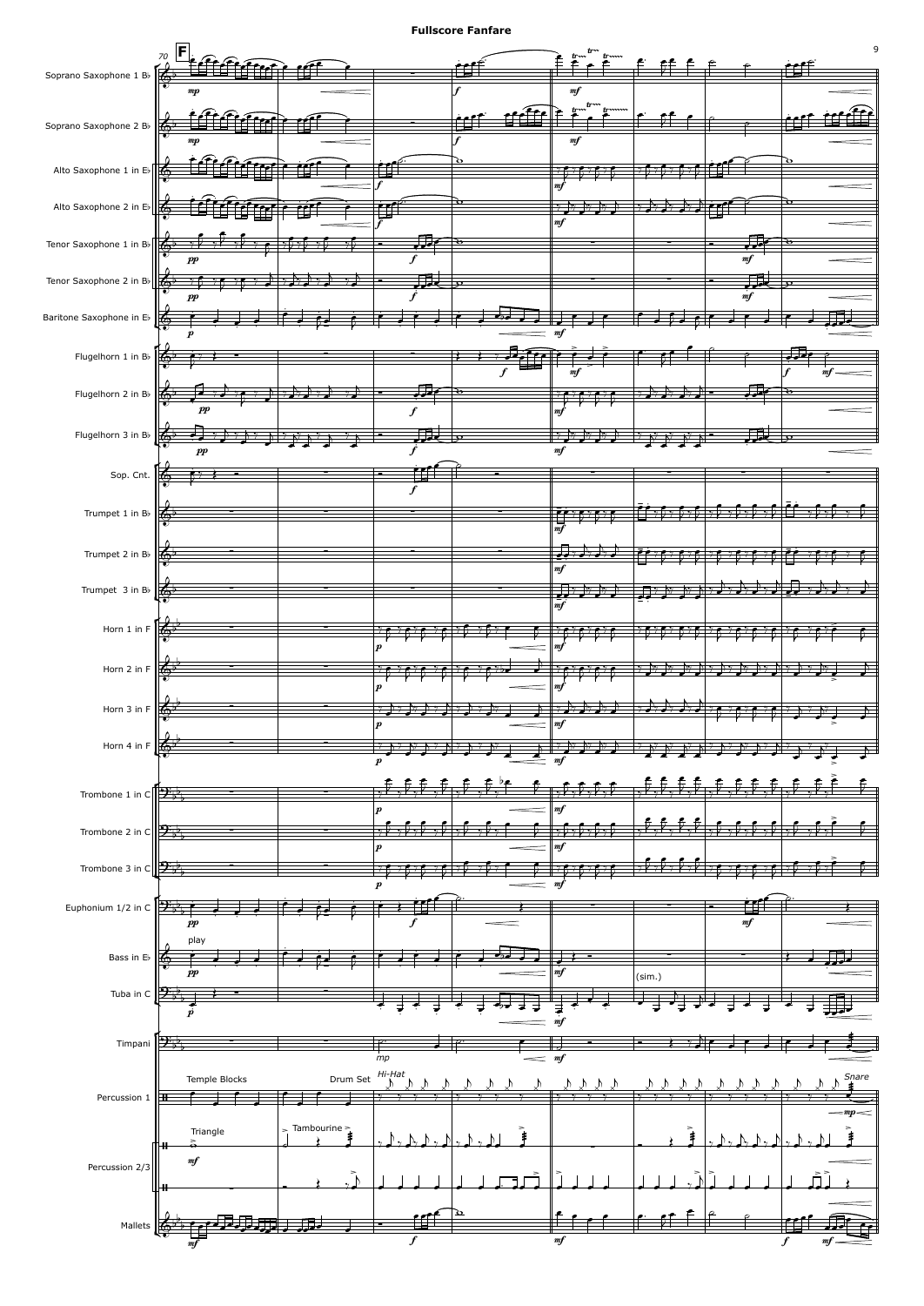# Fullscore Fanfare

70 **F**

Soprano Saxophone 1 B♭
Soprano Saxophone 2 B♭
Alto Saxophone 1 in E♭
Alto Saxophone 2 in E♭
Tenor Saxophone 1 in B♭
Tenor Saxophone 2 in B♭
Baritone Saxophone in E♭
Flugelhorn 1 in B♭
Flugelhorn 2 in B♭
Flugelhorn 3 in B♭
Sop. Cnt.
Trumpet 1 in B♭
Trumpet 2 in B♭
Trumpet 3 in B♭
Horn 1 in F
Horn 2 in F
Horn 3 in F
Horn 4 in F
Trombone 1 in C
Trombone 2 in C
Trombone 3 in C
Euphonium 1/2 in C
Bass in E♭
Tuba in C
Timpani
Percussion 1
Percussion 2/3
Mallets

play

(sim.)

Temple Blocks

Drum Set

Hi-Hat

Snare

Triangle

Tambourine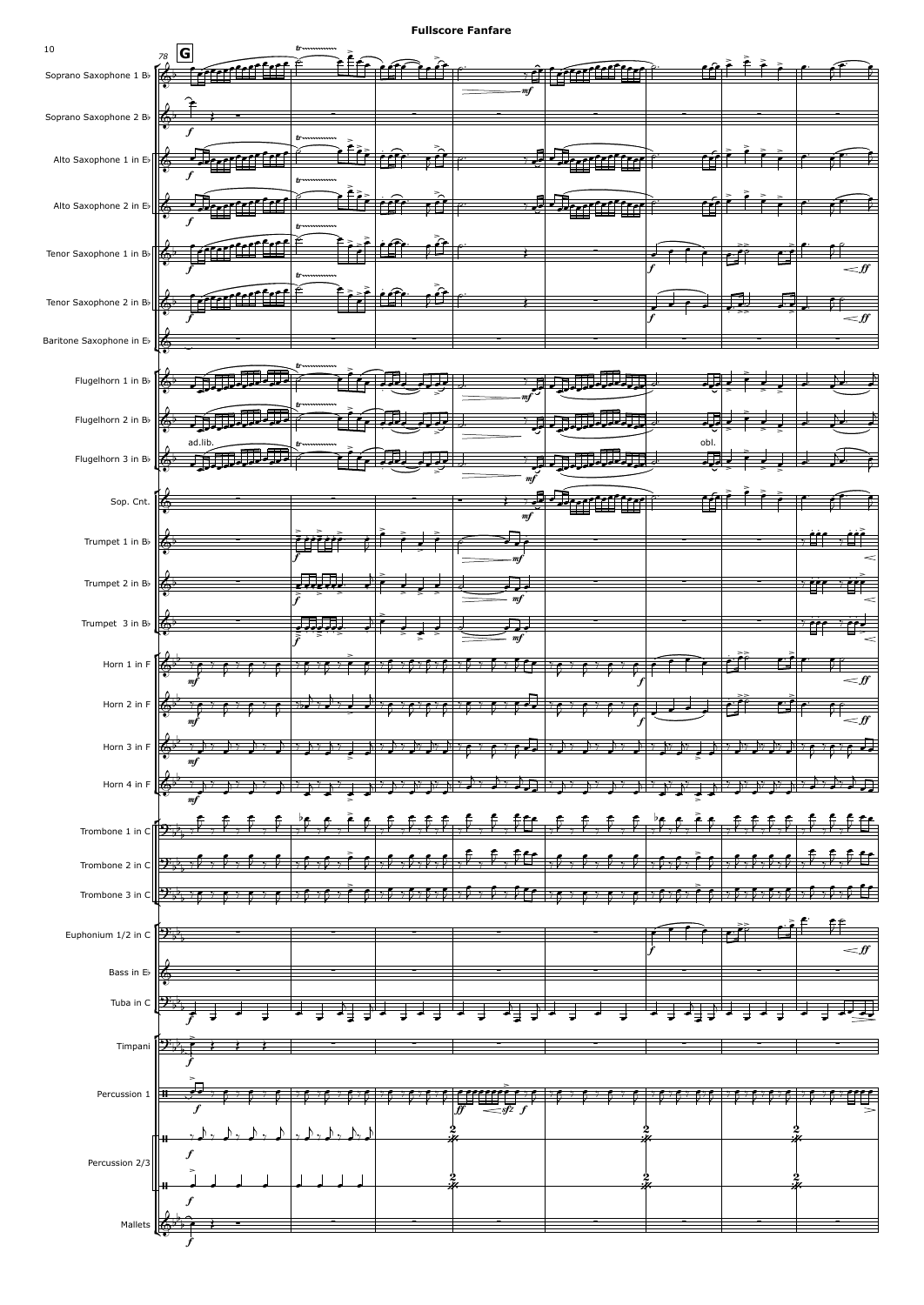**Fullscore Fanfare**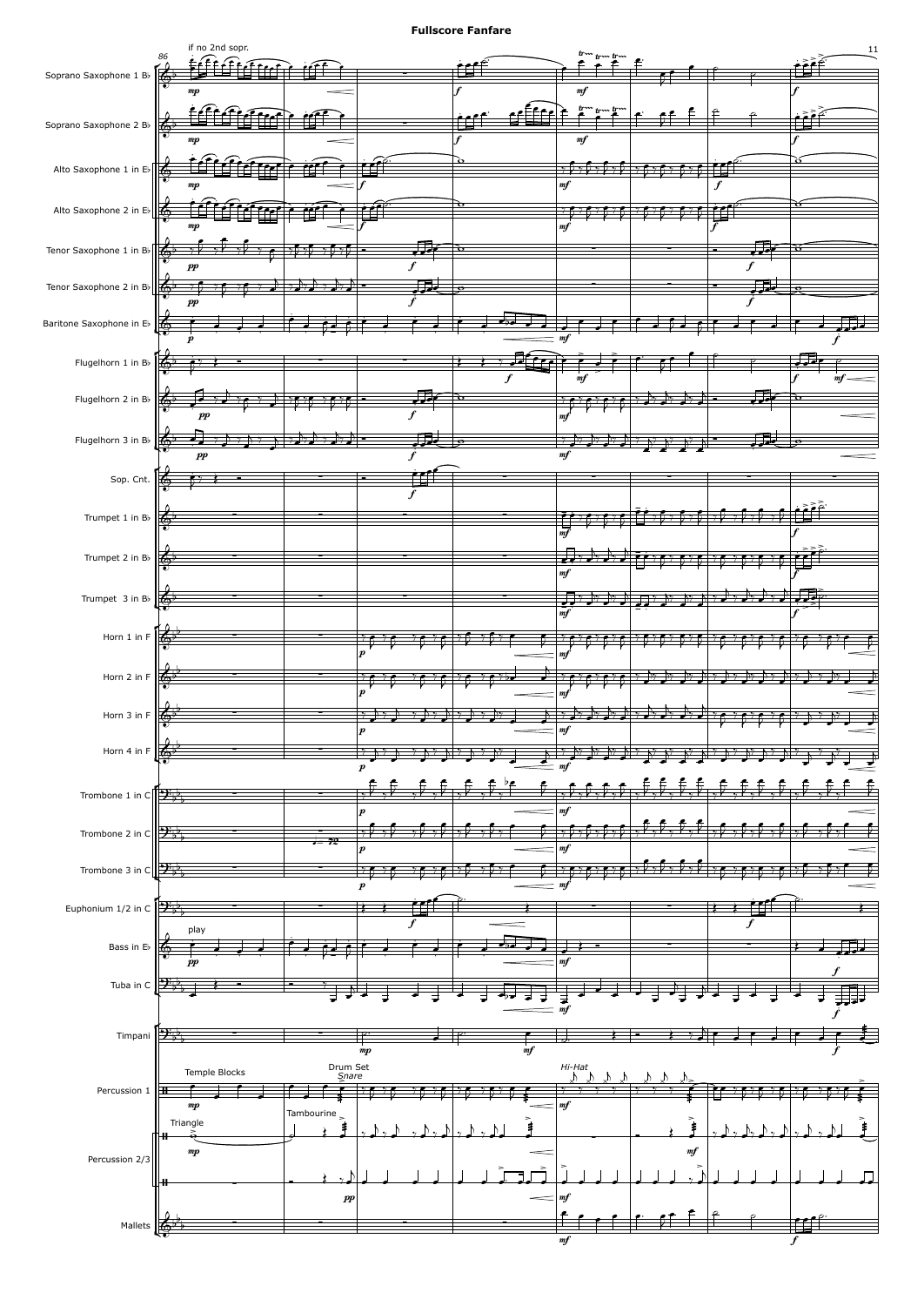**Fullscore Fanfare**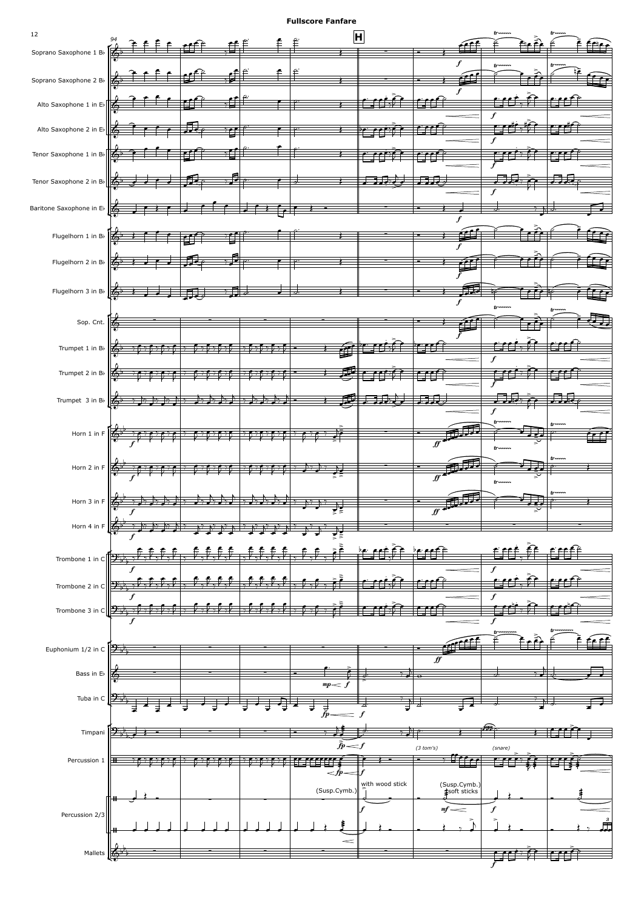**Fullscore Fanfare**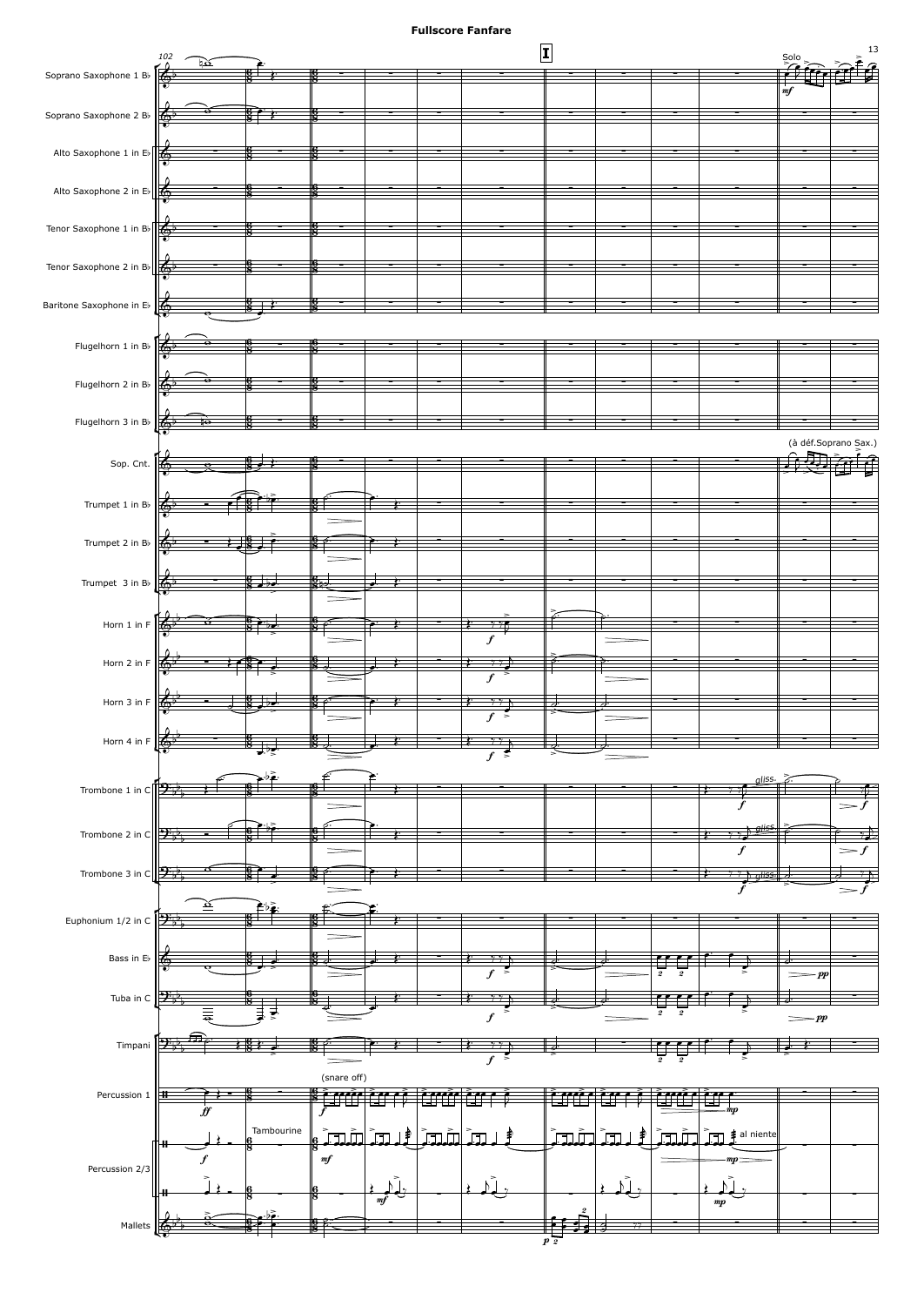**Fullscore Fanfare**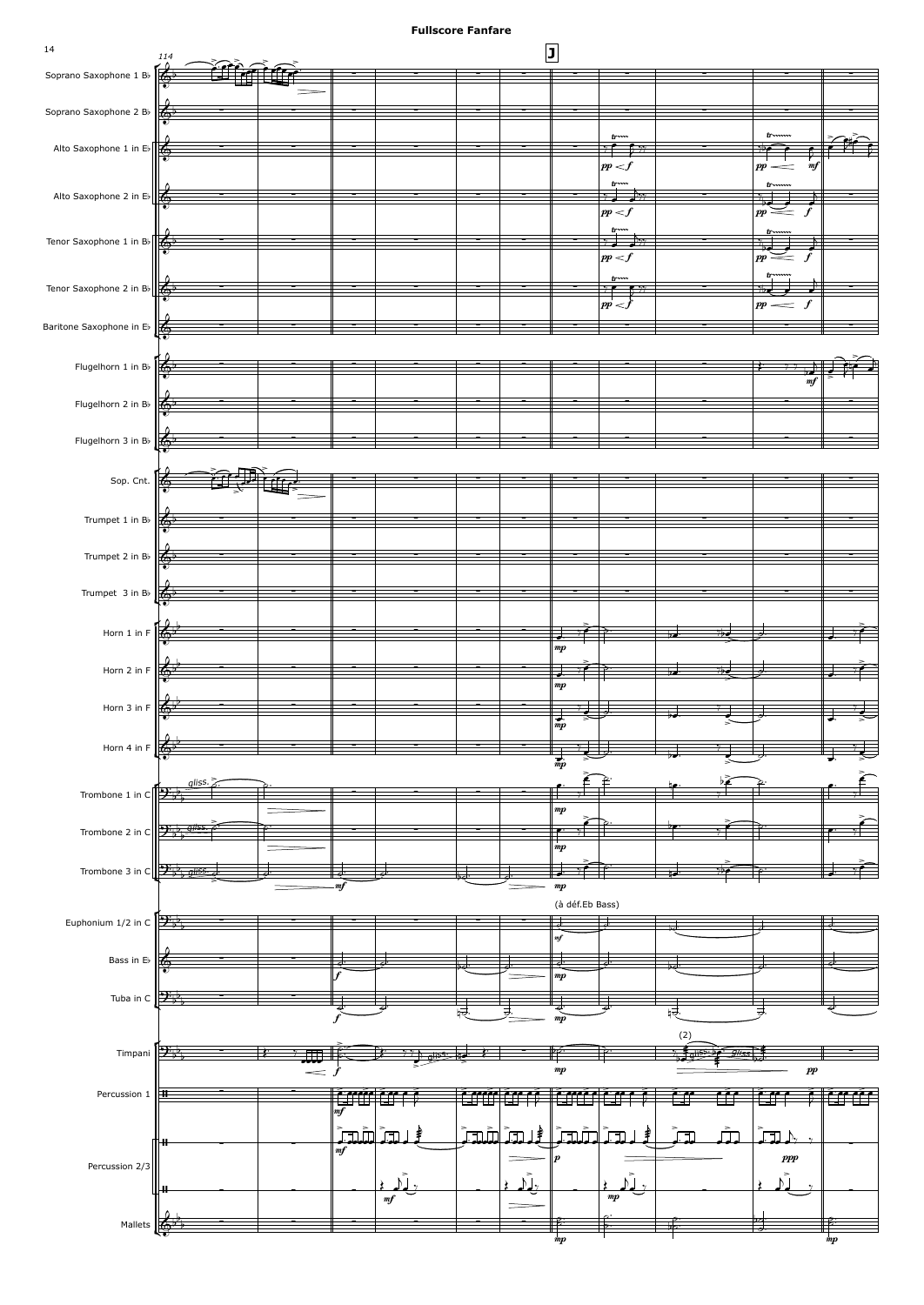**Fullscore Fanfare**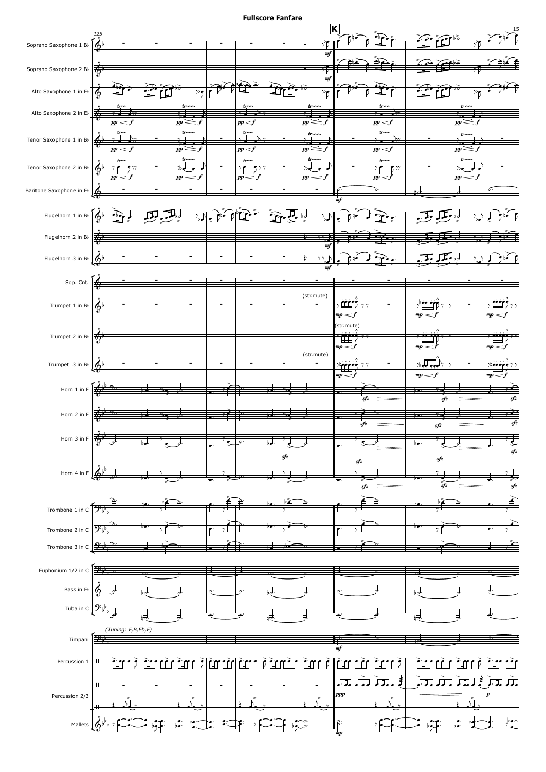**Fullscore Fanfare**

125

K

Soprano Saxophone 1 B♭

Soprano Saxophone 2 B♭

Alto Saxophone 1 in E♭

Alto Saxophone 2 in E♭

Tenor Saxophone 1 in B♭

Tenor Saxophone 2 in B♭

Baritone Saxophone in E♭

Flugelhorn 1 in B♭

Flugelhorn 2 in B♭

Flugelhorn 3 in B♭

Sop. Cnt.

Trumpet 1 in B♭

(str.mute)

Trumpet 2 in B♭

(str.mute)

Trumpet 3 in B♭

(str.mute)

Horn 1 in F

Horn 2 in F

Horn 3 in F

Horn 4 in F

Trombone 1 in C

Trombone 2 in C

Trombone 3 in C

Euphonium 1/2 in C

Bass in E♭

Tuba in C

Timpani

*(Tuning: F,B,Eb,F)*

Percussion 1

Percussion 2/3

Mallets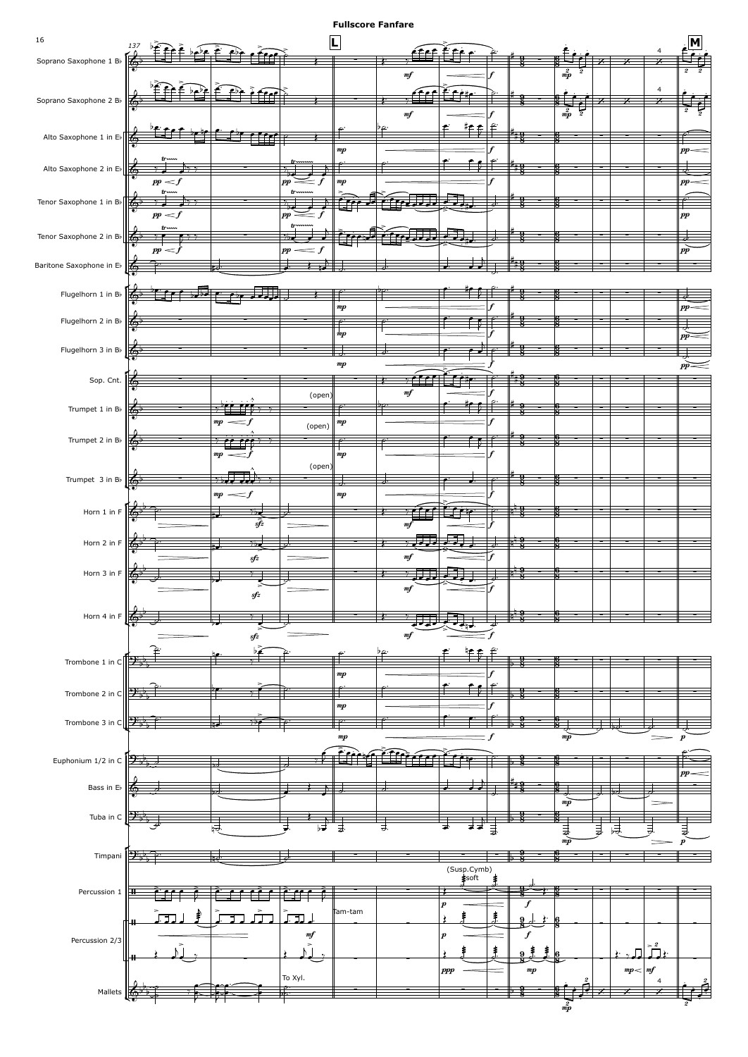137

**L**

**M**

Soprano Saxophone 1 B♭

Soprano Saxophone 2 B♭

Alto Saxophone 1 in E♭

Alto Saxophone 2 in E♭

Tenor Saxophone 1 in B♭

Tenor Saxophone 2 in B♭

Baritone Saxophone in E♭

Flugelhorn 1 in B♭

Flugelhorn 2 in B♭

Flugelhorn 3 in B♭

Sop. Cnt.

Trumpet 1 in B♭ (open)

Trumpet 2 in B♭ (open)

Trumpet 3 in B♭ (open)

Horn 1 in F

Horn 2 in F

Horn 3 in F

Horn 4 in F

Trombone 1 in C

Trombone 2 in C

Trombone 3 in C

Euphonium 1/2 in C

Bass in E♭

Tuba in C

Timpani

Percussion 1 (Susp.Cymb) soft

Percussion 2/3 Tam-tam

Mallets To Xyl.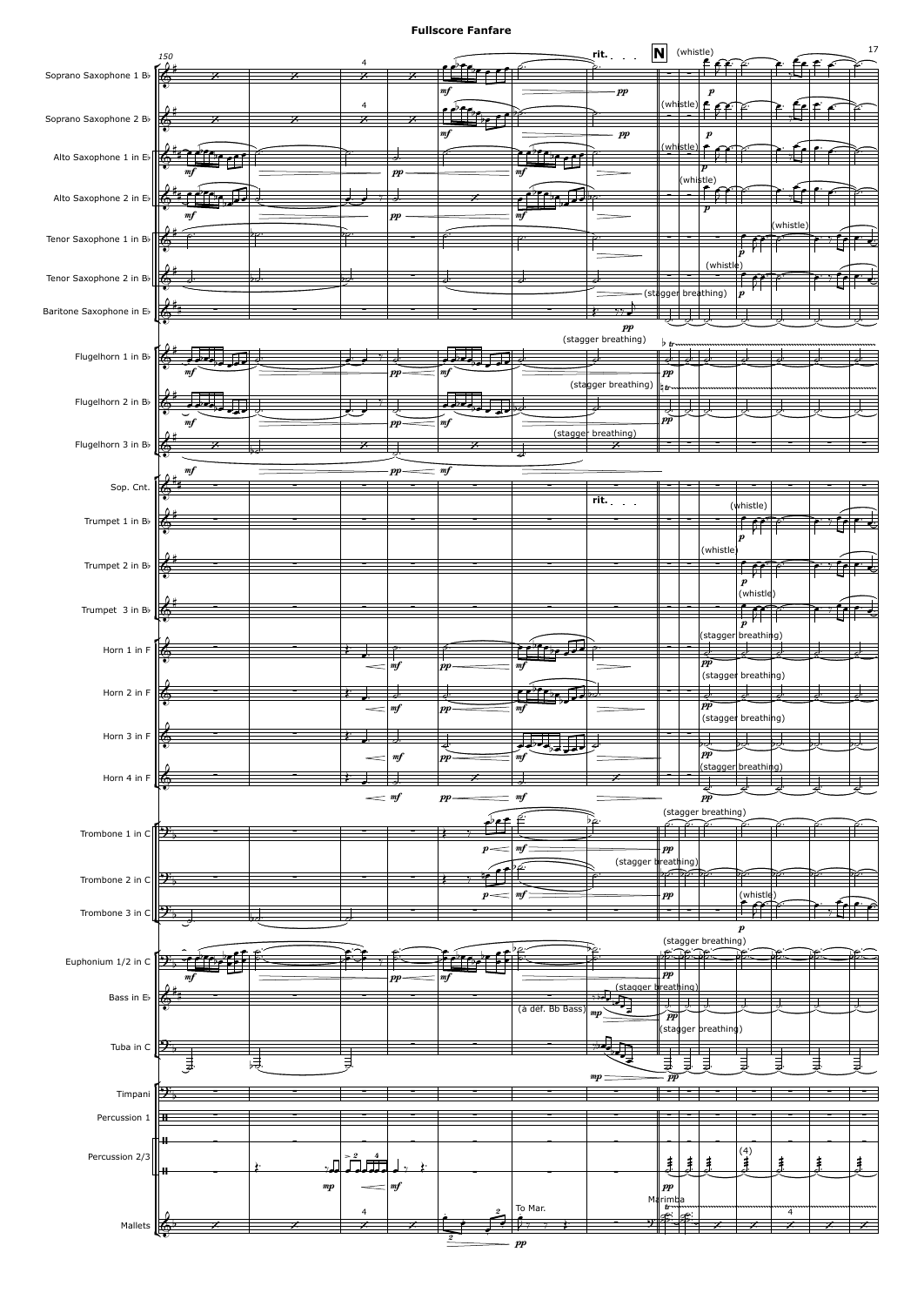# Fullscore Fanfare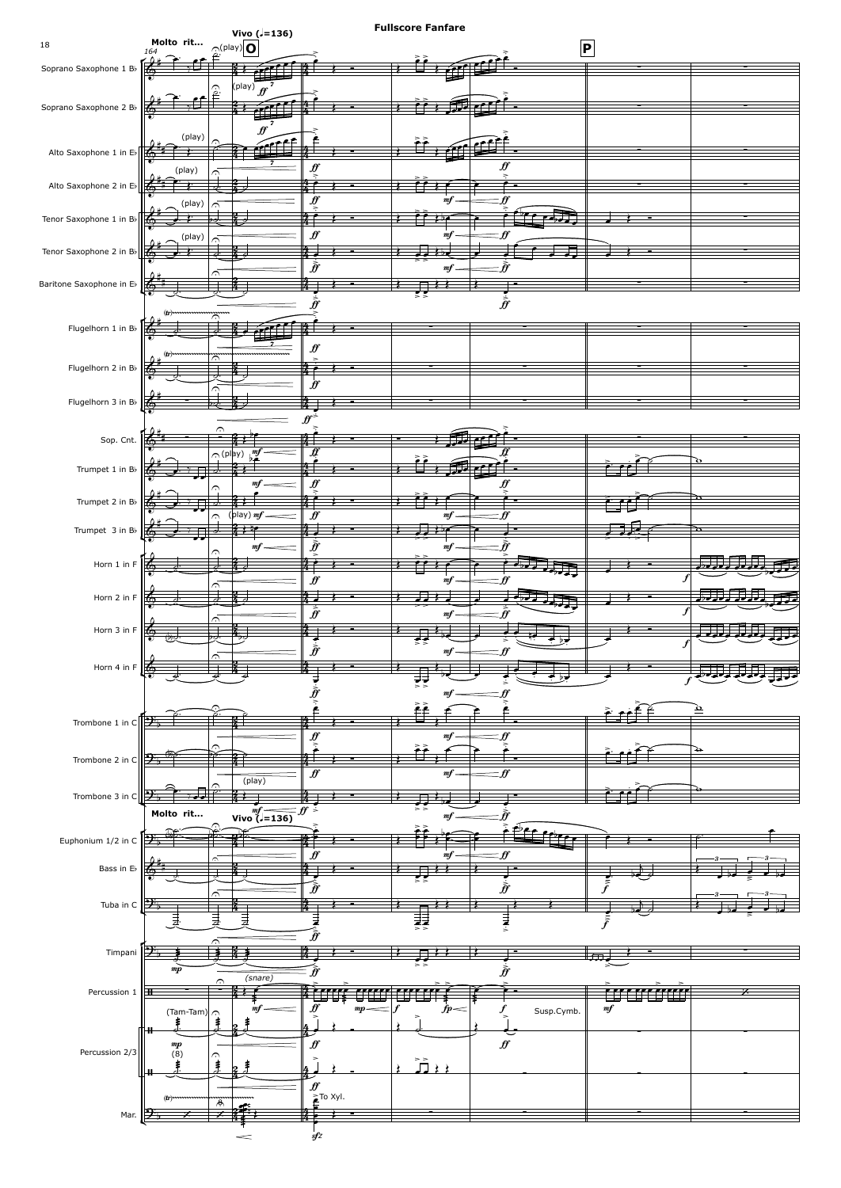# Fullscore Fanfare

Molto rit... — Vivo (♩=136)

O — P

Soprano Saxophone 1 B♭

Soprano Saxophone 2 B♭

Alto Saxophone 1 in E♭

Alto Saxophone 2 in E♭

Tenor Saxophone 1 in B♭

Tenor Saxophone 2 in B♭

Baritone Saxophone in E♭

Flugelhorn 1 in B♭

Flugelhorn 2 in B♭

Flugelhorn 3 in B♭

Sop. Cnt.

Trumpet 1 in B♭

Trumpet 2 in B♭

Trumpet 3 in B♭

Horn 1 in F

Horn 2 in F

Horn 3 in F

Horn 4 in F

Trombone 1 in C

Trombone 2 in C

Trombone 3 in C

Euphonium 1/2 in C

Bass in E♭

Tuba in C

Timpani

Percussion 1

Percussion 2/3

Mar.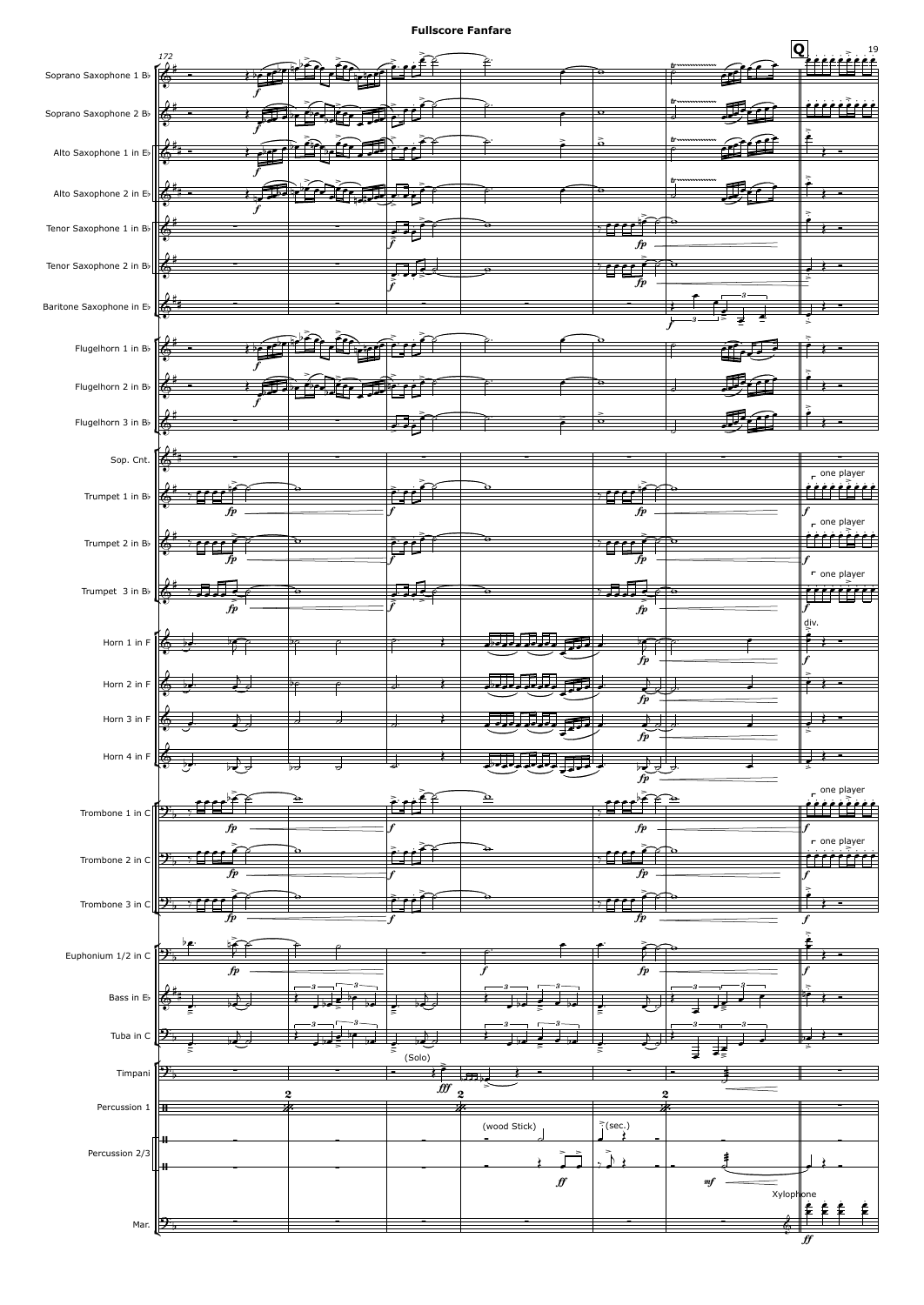# Fullscore Fanfare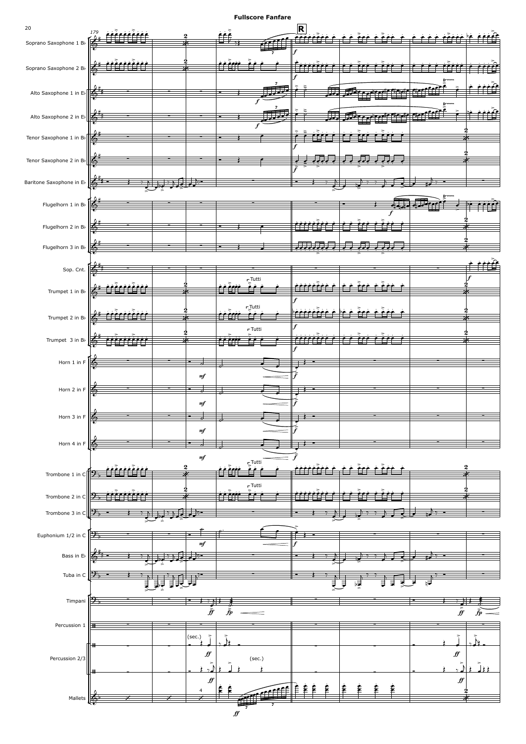**Fullscore Fanfare**

Soprano Saxophone 1 B♭

Soprano Saxophone 2 B♭

Alto Saxophone 1 in E♭

Alto Saxophone 2 in E♭

Tenor Saxophone 1 in B♭

Tenor Saxophone 2 in B♭

Baritone Saxophone in E♭

Flugelhorn 1 in B♭

Flugelhorn 2 in B♭

Flugelhorn 3 in B♭

Sop. Cnt.

Trumpet 1 in B♭

Trumpet 2 in B♭

Trumpet 3 in B♭

Horn 1 in F

Horn 2 in F

Horn 3 in F

Horn 4 in F

Trombone 1 in C

Trombone 2 in C

Trombone 3 in C

Euphonium 1/2 in C

Bass in E♭

Tuba in C

Timpani

Percussion 1

Percussion 2/3

Mallets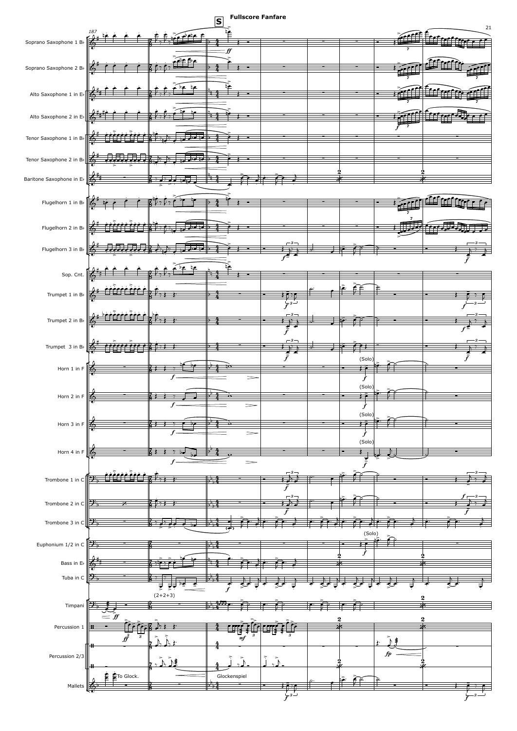**Fullscore Fanfare**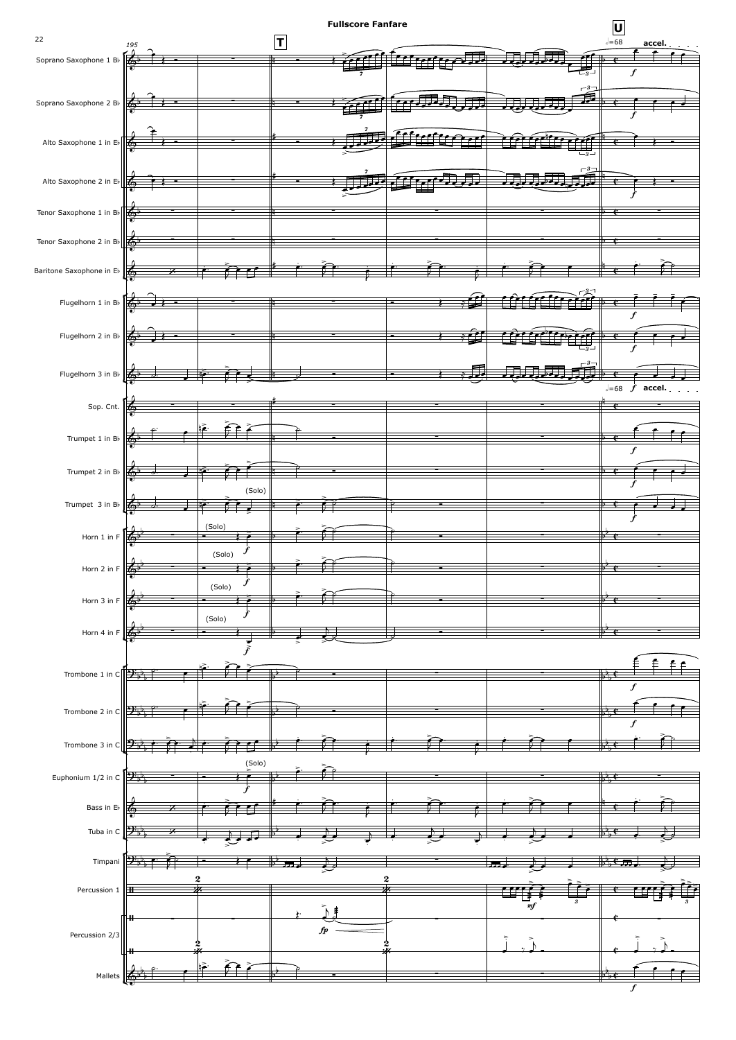**Fullscore Fanfare**

195 | **T** | **U** | 𝅗𝅥=68 **accel.**

Soprano Saxophone 1 B♭

Soprano Saxophone 2 B♭

Alto Saxophone 1 in E♭

Alto Saxophone 2 in E♭

Tenor Saxophone 1 in B♭

Tenor Saxophone 2 in B♭

Baritone Saxophone in E♭

Flugelhorn 1 in B♭

Flugelhorn 2 in B♭

Flugelhorn 3 in B♭

Sop. Cnt.

Trumpet 1 in B♭

Trumpet 2 in B♭

Trumpet 3 in B♭ (Solo)

Horn 1 in F (Solo)

Horn 2 in F (Solo)

Horn 3 in F (Solo)

Horn 4 in F (Solo)

Trombone 1 in C

Trombone 2 in C

Trombone 3 in C

Euphonium 1/2 in C (Solo)

Bass in E♭

Tuba in C

Timpani

Percussion 1

Percussion 2/3

Mallets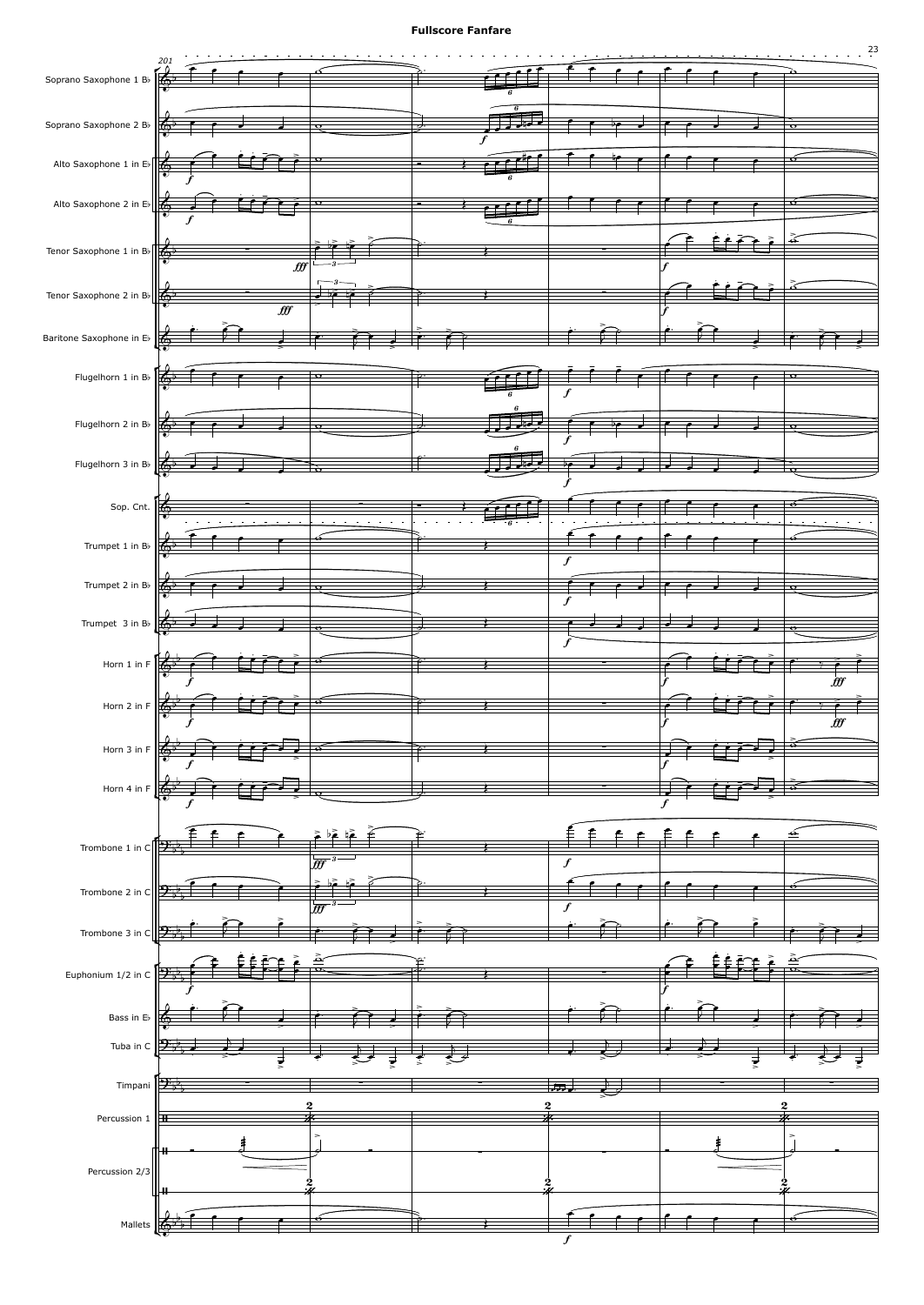**Fullscore Fanfare**

Soprano Saxophone 1 B♭

Soprano Saxophone 2 B♭

Alto Saxophone 1 in E♭

Alto Saxophone 2 in E♭

Tenor Saxophone 1 in B♭

Tenor Saxophone 2 in B♭

Baritone Saxophone in E♭

Flugelhorn 1 in B♭

Flugelhorn 2 in B♭

Flugelhorn 3 in B♭

Sop. Cnt.

Trumpet 1 in B♭

Trumpet 2 in B♭

Trumpet 3 in B♭

Horn 1 in F

Horn 2 in F

Horn 3 in F

Horn 4 in F

Trombone 1 in C

Trombone 2 in C

Trombone 3 in C

Euphonium 1/2 in C

Bass in E♭

Tuba in C

Timpani

Percussion 1

Percussion 2/3

Mallets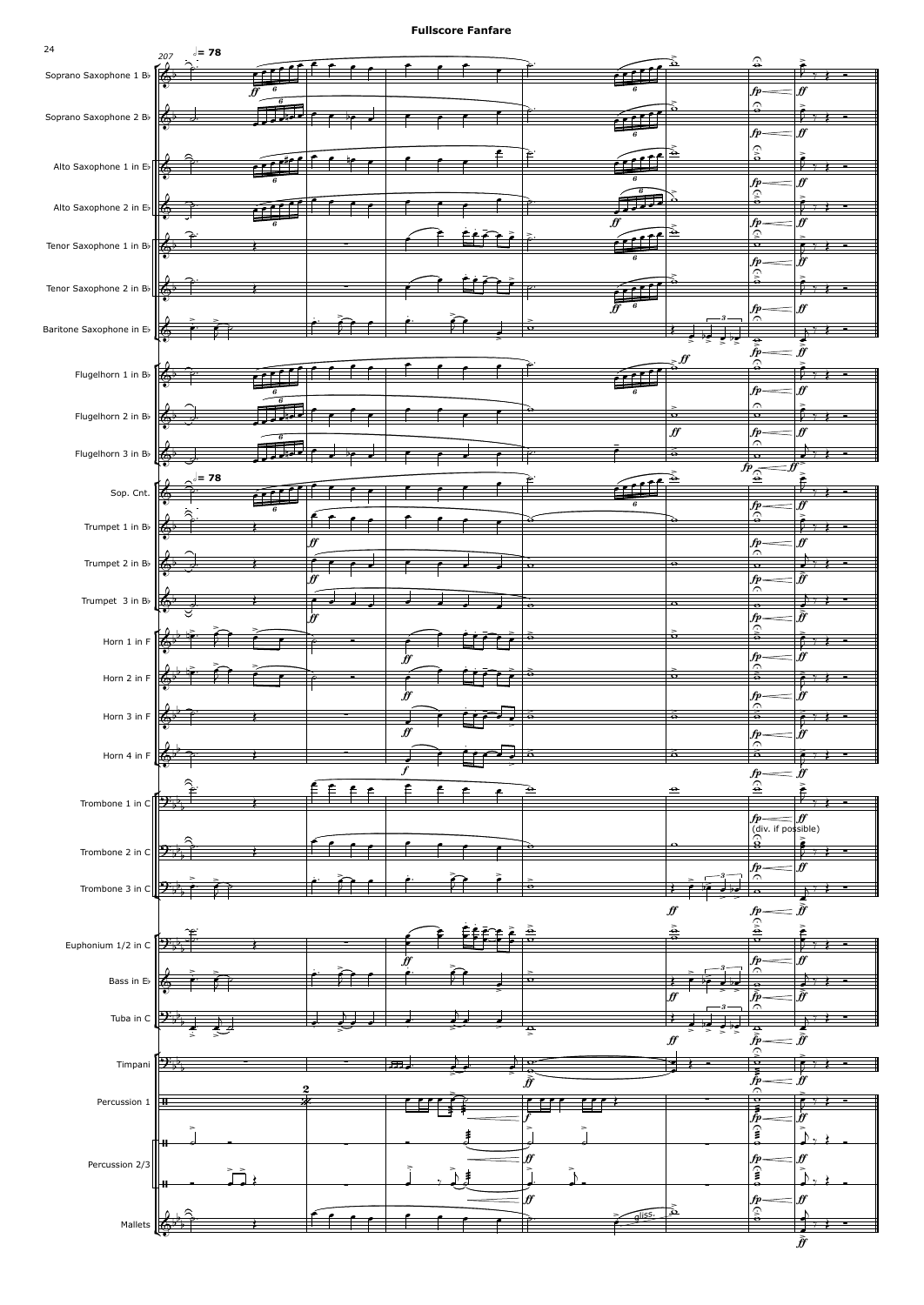# Fullscore Fanfare

207 ♩= 78

Soprano Saxophone 1 B♭

Soprano Saxophone 2 B♭

Alto Saxophone 1 in E♭

Alto Saxophone 2 in E♭

Tenor Saxophone 1 in B♭

Tenor Saxophone 2 in B♭

Baritone Saxophone in E♭

Flugelhorn 1 in B♭

Flugelhorn 2 in B♭

Flugelhorn 3 in B♭

Sop. Cnt.

Trumpet 1 in B♭

Trumpet 2 in B♭

Trumpet 3 in B♭

Horn 1 in F

Horn 2 in F

Horn 3 in F

Horn 4 in F

Trombone 1 in C

Trombone 2 in C

Trombone 3 in C

Euphonium 1/2 in C

Bass in E♭

Tuba in C

Timpani

Percussion 1

Percussion 2/3

Mallets

(div. if possible)

gliss.